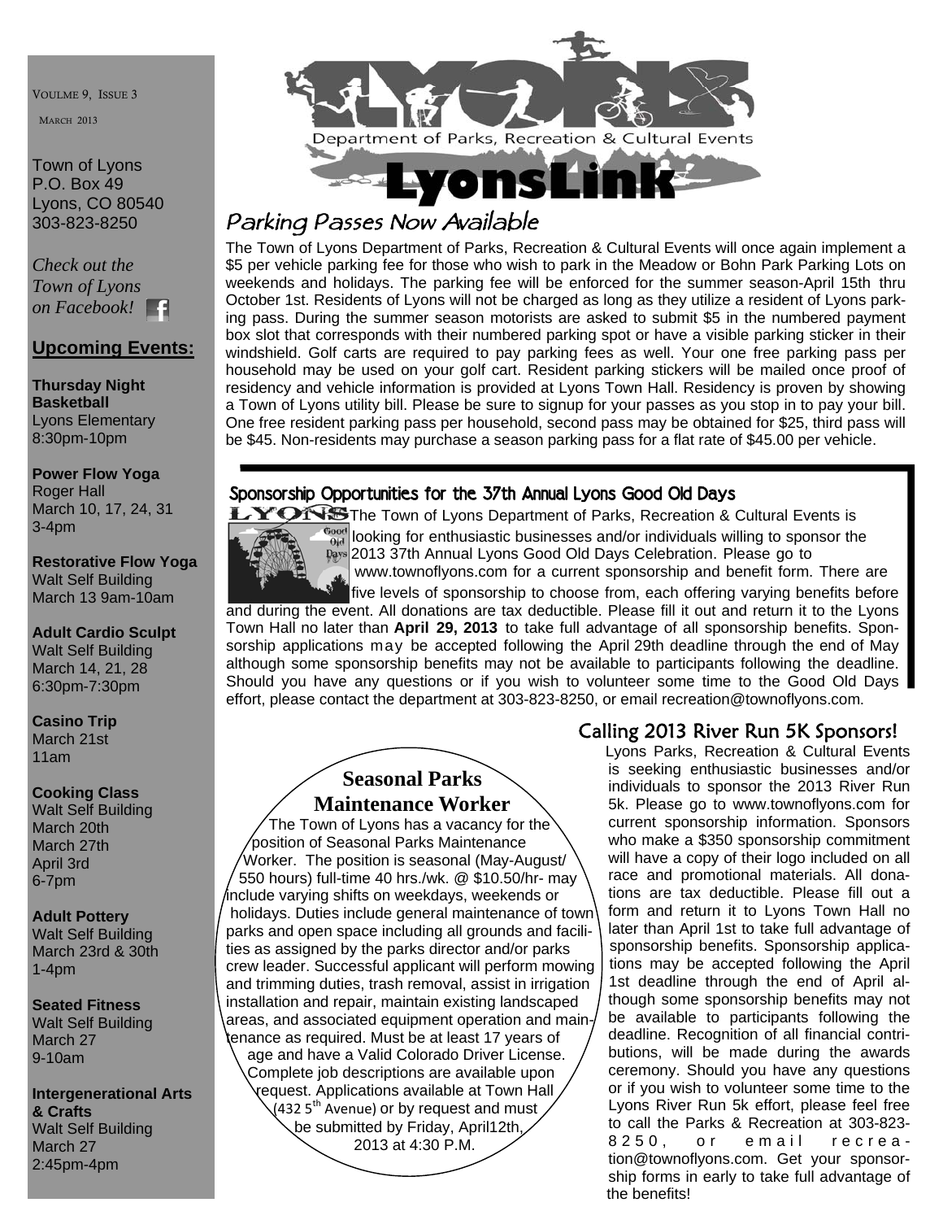VOULME 9, ISSUE 3

MARCH 2013

Town of Lyons
P.O. Box 49
Lyons, CO 80540
303-823-8250

*Check out the Town of Lyons on Facebook!*

## Upcoming Events:

**Thursday Night Basketball**
Lyons Elementary
8:30pm-10pm

**Power Flow Yoga**
Roger Hall
March 10, 17, 24, 31
3-4pm

**Restorative Flow Yoga**
Walt Self Building
March 13 9am-10am

**Adult Cardio Sculpt**
Walt Self Building
March 14, 21, 28
6:30pm-7:30pm

**Casino Trip**
March 21st
11am

**Cooking Class**
Walt Self Building
March 20th
March 27th
April 3rd
6-7pm

**Adult Pottery**
Walt Self Building
March 23rd & 30th
1-4pm

**Seated Fitness**
Walt Self Building
March 27
9-10am

**Intergenerational Arts & Crafts**
Walt Self Building
March 27
2:45pm-4pm

# LYONS
Department of Parks, Recreation & Cultural Events
# LyonsLink

## Parking Passes Now Available

The Town of Lyons Department of Parks, Recreation & Cultural Events will once again implement a $5 per vehicle parking fee for those who wish to park in the Meadow or Bohn Park Parking Lots on weekends and holidays. The parking fee will be enforced for the summer season-April 15th thru October 1st. Residents of Lyons will not be charged as long as they utilize a resident of Lyons parking pass. During the summer season motorists are asked to submit $5 in the numbered payment box slot that corresponds with their numbered parking spot or have a visible parking sticker in their windshield. Golf carts are required to pay parking fees as well. Your one free parking pass per household may be used on your golf cart. Resident parking stickers will be mailed once proof of residency and vehicle information is provided at Lyons Town Hall. Residency is proven by showing a Town of Lyons utility bill. Please be sure to signup for your passes as you stop in to pay your bill. One free resident parking pass per household, second pass may be obtained for $25, third pass will be $45. Non-residents may purchase a season parking pass for a flat rate of $45.00 per vehicle.

## Sponsorship Opportunities for the 37th Annual Lyons Good Old Days

The Town of Lyons Department of Parks, Recreation & Cultural Events is looking for enthusiastic businesses and/or individuals willing to sponsor the 2013 37th Annual Lyons Good Old Days Celebration. Please go to www.townoflyons.com for a current sponsorship and benefit form. There are five levels of sponsorship to choose from, each offering varying benefits before and during the event. All donations are tax deductible. Please fill it out and return it to the Lyons Town Hall no later than **April 29, 2013** to take full advantage of all sponsorship benefits. Sponsorship applications may be accepted following the April 29th deadline through the end of May although some sponsorship benefits may not be available to participants following the deadline. Should you have any questions or if you wish to volunteer some time to the Good Old Days effort, please contact the department at 303-823-8250, or email recreation@townoflyons.com.

## Seasonal Parks Maintenance Worker

The Town of Lyons has a vacancy for the position of Seasonal Parks Maintenance Worker. The position is seasonal (May-August/ 550 hours) full-time 40 hrs./wk. @ $10.50/hr- may include varying shifts on weekdays, weekends or holidays. Duties include general maintenance of town parks and open space including all grounds and facilities as assigned by the parks director and/or parks crew leader. Successful applicant will perform mowing and trimming duties, trash removal, assist in irrigation installation and repair, maintain existing landscaped areas, and associated equipment operation and maintenance as required. Must be at least 17 years of age and have a Valid Colorado Driver License. Complete job descriptions are available upon request. Applications available at Town Hall (432 5th Avenue) or by request and must be submitted by Friday, April12th, 2013 at 4:30 P.M.

## Calling 2013 River Run 5K Sponsors!

Lyons Parks, Recreation & Cultural Events is seeking enthusiastic businesses and/or individuals to sponsor the 2013 River Run 5k. Please go to www.townoflyons.com for current sponsorship information. Sponsors who make a $350 sponsorship commitment will have a copy of their logo included on all race and promotional materials. All donations are tax deductible. Please fill out a form and return it to Lyons Town Hall no later than April 1st to take full advantage of sponsorship benefits. Sponsorship applications may be accepted following the April 1st deadline through the end of April although some sponsorship benefits may not be available to participants following the deadline. Recognition of all financial contributions, will be made during the awards ceremony. Should you have any questions or if you wish to volunteer some time to the Lyons River Run 5k effort, please feel free to call the Parks & Recreation at 303-823-8250, or email recreation@townoflyons.com. Get your sponsorship forms in early to take full advantage of the benefits!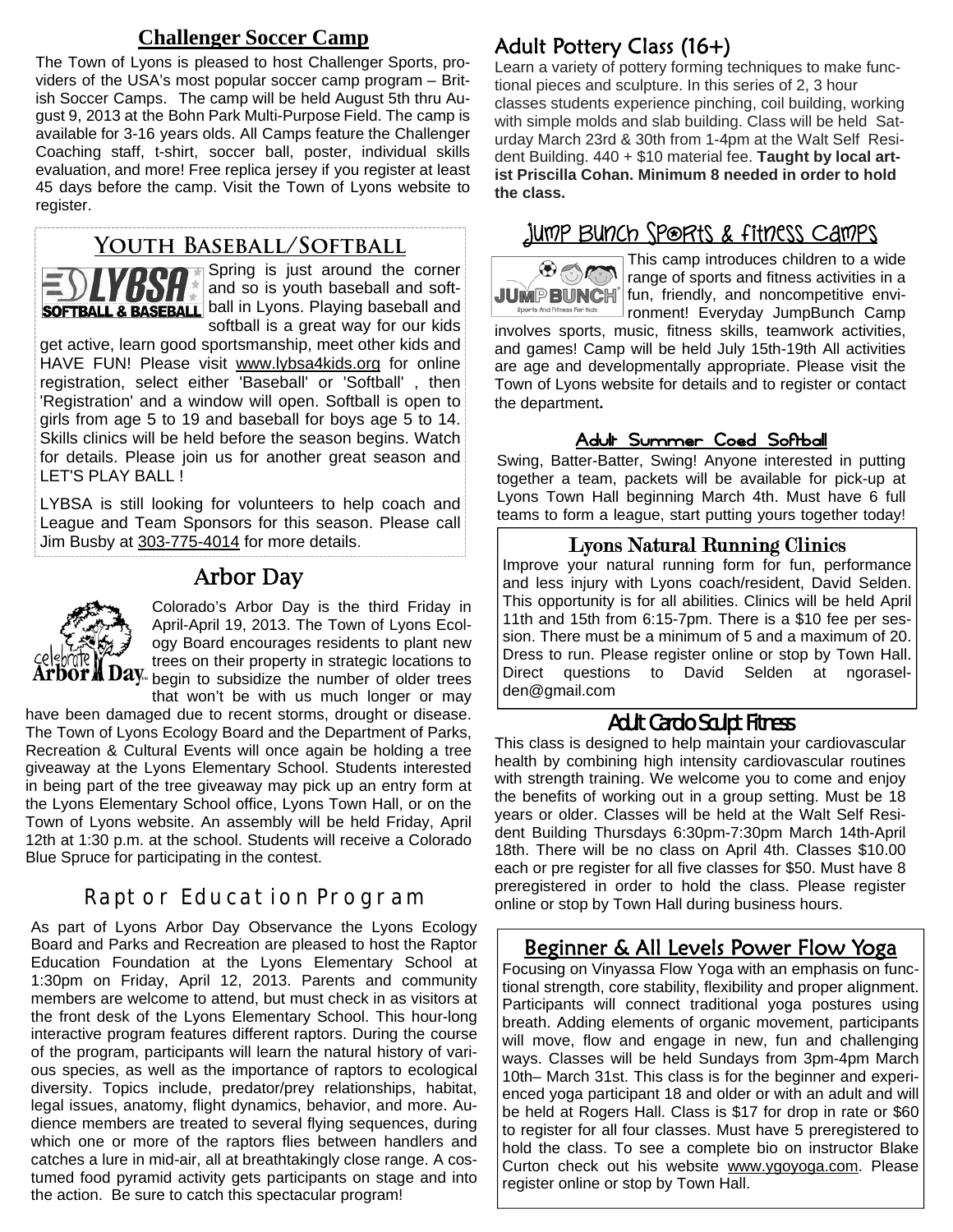## Challenger Soccer Camp

The Town of Lyons is pleased to host Challenger Sports, providers of the USA's most popular soccer camp program – British Soccer Camps. The camp will be held August 5th thru August 9, 2013 at the Bohn Park Multi-Purpose Field. The camp is available for 3-16 years olds. All Camps feature the Challenger Coaching staff, t-shirt, soccer ball, poster, individual skills evaluation, and more! Free replica jersey if you register at least 45 days before the camp. Visit the Town of Lyons website to register.

## Youth Baseball/Softball

Spring is just around the corner and so is youth baseball and softball in Lyons. Playing baseball and softball is a great way for our kids get active, learn good sportsmanship, meet other kids and HAVE FUN! Please visit www.lybsa4kids.org for online registration, select either 'Baseball' or 'Softball' , then 'Registration' and a window will open. Softball is open to girls from age 5 to 19 and baseball for boys age 5 to 14. Skills clinics will be held before the season begins. Watch for details. Please join us for another great season and LET'S PLAY BALL !

LYBSA is still looking for volunteers to help coach and League and Team Sponsors for this season. Please call Jim Busby at 303-775-4014 for more details.

## Arbor Day

Colorado's Arbor Day is the third Friday in April-April 19, 2013. The Town of Lyons Ecology Board encourages residents to plant new trees on their property in strategic locations to begin to subsidize the number of older trees that won't be with us much longer or may have been damaged due to recent storms, drought or disease. The Town of Lyons Ecology Board and the Department of Parks, Recreation & Cultural Events will once again be holding a tree giveaway at the Lyons Elementary School. Students interested in being part of the tree giveaway may pick up an entry form at the Lyons Elementary School office, Lyons Town Hall, or on the Town of Lyons website. An assembly will be held Friday, April 12th at 1:30 p.m. at the school. Students will receive a Colorado Blue Spruce for participating in the contest.

## Raptor Education Program

As part of Lyons Arbor Day Observance the Lyons Ecology Board and Parks and Recreation are pleased to host the Raptor Education Foundation at the Lyons Elementary School at 1:30pm on Friday, April 12, 2013. Parents and community members are welcome to attend, but must check in as visitors at the front desk of the Lyons Elementary School. This hour-long interactive program features different raptors. During the course of the program, participants will learn the natural history of various species, as well as the importance of raptors to ecological diversity. Topics include, predator/prey relationships, habitat, legal issues, anatomy, flight dynamics, behavior, and more. Audience members are treated to several flying sequences, during which one or more of the raptors flies between handlers and catches a lure in mid-air, all at breathtakingly close range. A costumed food pyramid activity gets participants on stage and into the action. Be sure to catch this spectacular program!

## Adult Pottery Class (16+)

Learn a variety of pottery forming techniques to make functional pieces and sculpture. In this series of 2, 3 hour classes students experience pinching, coil building, working with simple molds and slab building. Class will be held Saturday March 23rd & 30th from 1-4pm at the Walt Self Resident Building. 440 + $10 material fee. **Taught by local artist Priscilla Cohan. Minimum 8 needed in order to hold the class.**

## Jump Bunch Sports & Fitness Camps

This camp introduces children to a wide range of sports and fitness activities in a fun, friendly, and noncompetitive environment! Everyday JumpBunch Camp involves sports, music, fitness skills, teamwork activities, and games! Camp will be held July 15th-19th All activities are age and developmentally appropriate. Please visit the Town of Lyons website for details and to register or contact the department.

## Adult Summer Coed Softball

Swing, Batter-Batter, Swing! Anyone interested in putting together a team, packets will be available for pick-up at Lyons Town Hall beginning March 4th. Must have 6 full teams to form a league, start putting yours together today!

## Lyons Natural Running Clinics

Improve your natural running form for fun, performance and less injury with Lyons coach/resident, David Selden. This opportunity is for all abilities. Clinics will be held April 11th and 15th from 6:15-7pm. There is a $10 fee per session. There must be a minimum of 5 and a maximum of 20. Dress to run. Please register online or stop by Town Hall. Direct questions to David Selden at ngoraselden@gmail.com

## Adult Cardio Sculpt Fitness

This class is designed to help maintain your cardiovascular health by combining high intensity cardiovascular routines with strength training. We welcome you to come and enjoy the benefits of working out in a group setting. Must be 18 years or older. Classes will be held at the Walt Self Resident Building Thursdays 6:30pm-7:30pm March 14th-April 18th. There will be no class on April 4th. Classes $10.00 each or pre register for all five classes for $50. Must have 8 preregistered in order to hold the class. Please register online or stop by Town Hall during business hours.

## Beginner & All Levels Power Flow Yoga

Focusing on Vinyassa Flow Yoga with an emphasis on functional strength, core stability, flexibility and proper alignment. Participants will connect traditional yoga postures using breath. Adding elements of organic movement, participants will move, flow and engage in new, fun and challenging ways. Classes will be held Sundays from 3pm-4pm March 10th– March 31st. This class is for the beginner and experienced yoga participant 18 and older or with an adult and will be held at Rogers Hall. Class is $17 for drop in rate or $60 to register for all four classes. Must have 5 preregistered to hold the class. To see a complete bio on instructor Blake Curton check out his website www.ygoyoga.com. Please register online or stop by Town Hall.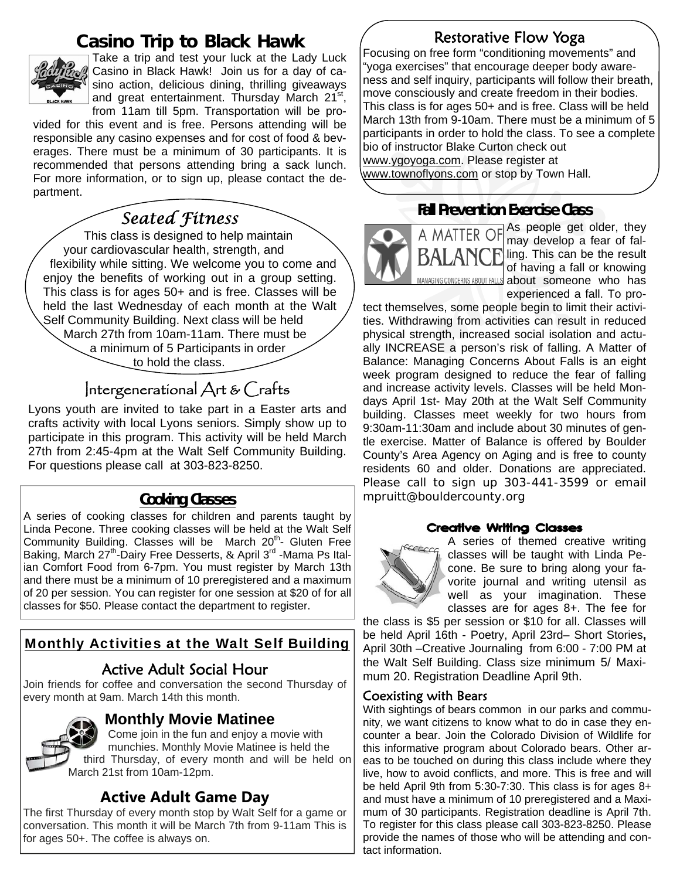## Casino Trip to Black Hawk

Take a trip and test your luck at the Lady Luck Casino in Black Hawk! Join us for a day of casino action, delicious dining, thrilling giveaways and great entertainment. Thursday March 21st, from 11am till 5pm. Transportation will be provided for this event and is free. Persons attending will be responsible any casino expenses and for cost of food & beverages. There must be a minimum of 30 participants. It is recommended that persons attending bring a sack lunch. For more information, or to sign up, please contact the department.

## *Seated Fitness*

This class is designed to help maintain your cardiovascular health, strength, and flexibility while sitting. We welcome you to come and enjoy the benefits of working out in a group setting. This class is for ages 50+ and is free. Classes will be held the last Wednesday of each month at the Walt Self Community Building. Next class will be held March 27th from 10am-11am. There must be a minimum of 5 Participants in order to hold the class.

## Intergenerational Art & Crafts

Lyons youth are invited to take part in a Easter arts and crafts activity with local Lyons seniors. Simply show up to participate in this program. This activity will be held March 27th from 2:45-4pm at the Walt Self Community Building. For questions please call at 303-823-8250.

## Cooking Classes

A series of cooking classes for children and parents taught by Linda Pecone. Three cooking classes will be held at the Walt Self Community Building. Classes will be March 20th- Gluten Free Baking, March 27th-Dairy Free Desserts, & April 3rd -Mama Ps Italian Comfort Food from 6-7pm. You must register by March 13th and there must be a minimum of 10 preregistered and a maximum of 20 per session. You can register for one session at $20 of for all classes for $50. Please contact the department to register.

## Monthly Activities at the Walt Self Building

### Active Adult Social Hour

Join friends for coffee and conversation the second Thursday of every month at 9am. March 14th this month.

### Monthly Movie Matinee

Come join in the fun and enjoy a movie with munchies. Monthly Movie Matinee is held the third Thursday, of every month and will be held on March 21st from 10am-12pm.

### Active Adult Game Day

The first Thursday of every month stop by Walt Self for a game or conversation. This month it will be March 7th from 9-11am This is for ages 50+. The coffee is always on.

## Restorative Flow Yoga

Focusing on free form "conditioning movements" and "yoga exercises" that encourage deeper body awareness and self inquiry, participants will follow their breath, move consciously and create freedom in their bodies. This class is for ages 50+ and is free. Class will be held March 13th from 9-10am. There must be a minimum of 5 participants in order to hold the class. To see a complete bio of instructor Blake Curton check out www.ygoyoga.com. Please register at www.townoflyons.com or stop by Town Hall.

## Fall Prevention Exercise Class

As people get older, they may develop a fear of falling. This can be the result of having a fall or knowing about someone who has experienced a fall. To protect themselves, some people begin to limit their activities. Withdrawing from activities can result in reduced physical strength, increased social isolation and actually INCREASE a person's risk of falling. A Matter of Balance: Managing Concerns About Falls is an eight week program designed to reduce the fear of falling and increase activity levels. Classes will be held Mondays April 1st- May 20th at the Walt Self Community building. Classes meet weekly for two hours from 9:30am-11:30am and include about 30 minutes of gentle exercise. Matter of Balance is offered by Boulder County's Area Agency on Aging and is free to county residents 60 and older. Donations are appreciated. Please call to sign up 303-441-3599 or email mpruitt@bouldercounty.org

## Creative Writing Classes

A series of themed creative writing classes will be taught with Linda Pecone. Be sure to bring along your favorite journal and writing utensil as well as your imagination. These classes are for ages 8+. The fee for the class is $5 per session or $10 for all. Classes will be held April 16th - Poetry, April 23rd– Short Stories, April 30th –Creative Journaling from 6:00 - 7:00 PM at the Walt Self Building. Class size minimum 5/ Maximum 20. Registration Deadline April 9th.

## Coexisting with Bears

With sightings of bears common in our parks and community, we want citizens to know what to do in case they encounter a bear. Join the Colorado Division of Wildlife for this informative program about Colorado bears. Other areas to be touched on during this class include where they live, how to avoid conflicts, and more. This is free and will be held April 9th from 5:30-7:30. This class is for ages 8+ and must have a minimum of 10 preregistered and a Maximum of 30 participants. Registration deadline is April 7th. To register for this class please call 303-823-8250. Please provide the names of those who will be attending and contact information.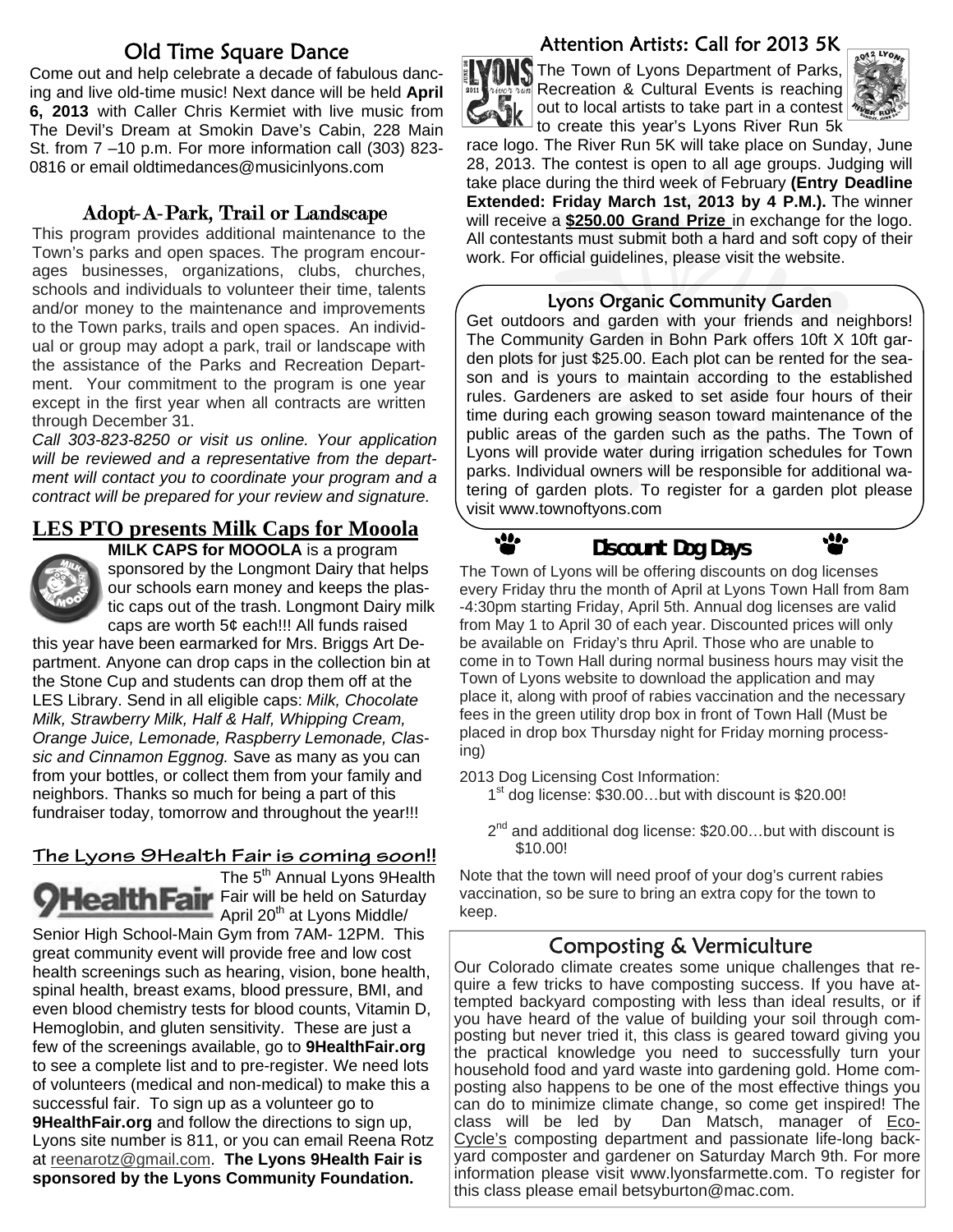## Old Time Square Dance

Come out and help celebrate a decade of fabulous dancing and live old-time music! Next dance will be held **April 6, 2013** with Caller Chris Kermiet with live music from The Devil's Dream at Smokin Dave's Cabin, 228 Main St. from 7 –10 p.m. For more information call (303) 823-0816 or email oldtimedances@musicinlyons.com

## Adopt-A-Park, Trail or Landscape

This program provides additional maintenance to the Town's parks and open spaces. The program encourages businesses, organizations, clubs, churches, schools and individuals to volunteer their time, talents and/or money to the maintenance and improvements to the Town parks, trails and open spaces. An individual or group may adopt a park, trail or landscape with the assistance of the Parks and Recreation Department. Your commitment to the program is one year except in the first year when all contracts are written through December 31.

*Call 303-823-8250 or visit us online. Your application will be reviewed and a representative from the department will contact you to coordinate your program and a contract will be prepared for your review and signature.*

## LES PTO presents Milk Caps for Mooola

**MILK CAPS for MOOOLA** is a program sponsored by the Longmont Dairy that helps our schools earn money and keeps the plastic caps out of the trash. Longmont Dairy milk caps are worth 5¢ each!!! All funds raised this year have been earmarked for Mrs. Briggs Art Department. Anyone can drop caps in the collection bin at the Stone Cup and students can drop them off at the LES Library. Send in all eligible caps: *Milk, Chocolate Milk, Strawberry Milk, Half & Half, Whipping Cream, Orange Juice, Lemonade, Raspberry Lemonade, Classic and Cinnamon Eggnog.* Save as many as you can from your bottles, or collect them from your family and neighbors. Thanks so much for being a part of this fundraiser today, tomorrow and throughout the year!!!

## The Lyons 9Health Fair is coming soon!!

The 5th Annual Lyons 9Health Fair will be held on Saturday April 20th at Lyons Middle/ Senior High School-Main Gym from 7AM- 12PM. This great community event will provide free and low cost health screenings such as hearing, vision, bone health, spinal health, breast exams, blood pressure, BMI, and even blood chemistry tests for blood counts, Vitamin D, Hemoglobin, and gluten sensitivity. These are just a few of the screenings available, go to **9HealthFair.org** to see a complete list and to pre-register. We need lots of volunteers (medical and non-medical) to make this a successful fair. To sign up as a volunteer go to **9HealthFair.org** and follow the directions to sign up, Lyons site number is 811, or you can email Reena Rotz at reenarotz@gmail.com. **The Lyons 9Health Fair is sponsored by the Lyons Community Foundation.**

## Attention Artists: Call for 2013 5K

The Town of Lyons Department of Parks, Recreation & Cultural Events is reaching out to local artists to take part in a contest to create this year's Lyons River Run 5k race logo. The River Run 5K will take place on Sunday, June 28, 2013. The contest is open to all age groups. Judging will take place during the third week of February **(Entry Deadline Extended: Friday March 1st, 2013 by 4 P.M.).** The winner will receive a **$250.00 Grand Prize** in exchange for the logo. All contestants must submit both a hard and soft copy of their work. For official guidelines, please visit the website.

## Lyons Organic Community Garden

Get outdoors and garden with your friends and neighbors! The Community Garden in Bohn Park offers 10ft X 10ft garden plots for just $25.00. Each plot can be rented for the season and is yours to maintain according to the established rules. Gardeners are asked to set aside four hours of their time during each growing season toward maintenance of the public areas of the garden such as the paths. The Town of Lyons will provide water during irrigation schedules for Town parks. Individual owners will be responsible for additional watering of garden plots. To register for a garden plot please visit www.townoftyons.com

## Discount Dog Days

The Town of Lyons will be offering discounts on dog licenses every Friday thru the month of April at Lyons Town Hall from 8am -4:30pm starting Friday, April 5th. Annual dog licenses are valid from May 1 to April 30 of each year. Discounted prices will only be available on Friday's thru April. Those who are unable to come in to Town Hall during normal business hours may visit the Town of Lyons website to download the application and may place it, along with proof of rabies vaccination and the necessary fees in the green utility drop box in front of Town Hall (Must be placed in drop box Thursday night for Friday morning processing)

2013 Dog Licensing Cost Information:

1st dog license: $30.00…but with discount is $20.00!

2nd and additional dog license: $20.00…but with discount is $10.00!

Note that the town will need proof of your dog's current rabies vaccination, so be sure to bring an extra copy for the town to keep.

## Composting & Vermiculture

Our Colorado climate creates some unique challenges that require a few tricks to have composting success. If you have attempted backyard composting with less than ideal results, or if you have heard of the value of building your soil through composting but never tried it, this class is geared toward giving you the practical knowledge you need to successfully turn your household food and yard waste into gardening gold. Home composting also happens to be one of the most effective things you can do to minimize climate change, so come get inspired! The class will be led by Dan Matsch, manager of Eco-Cycle's composting department and passionate life-long backyard composter and gardener on Saturday March 9th. For more information please visit www.lyonsfarmette.com. To register for this class please email betsyburton@mac.com.